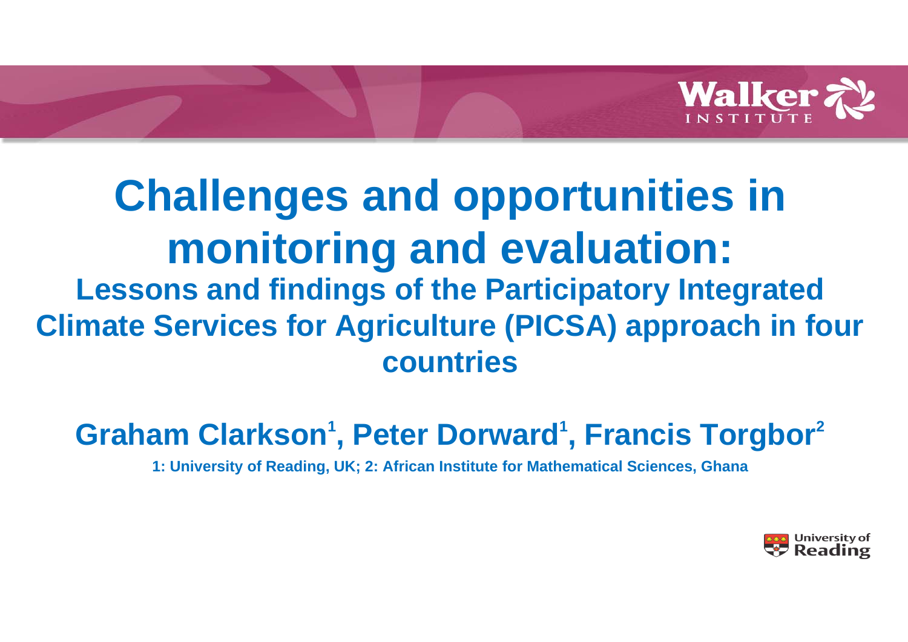# Challenges and opportunities in monitoring and evaluation:

## Lessons and findings of the Participatory Integrated Climate Services for Agriculture (PICSA) approach in four countries

**Graham Clarkson[1], Peter Dorward[1], Francis Torgbor[2]**

**1: University of Reading, UK; 2: African Institute for Mathematical Sciences, Ghana**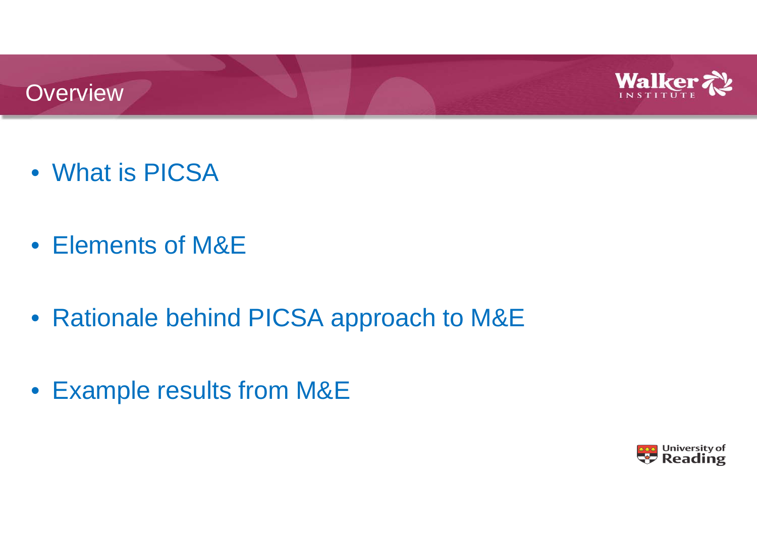# Overview

- What is PICSA
- Elements of M&E
- Rationale behind PICSA approach to M&E
- Example results from M&E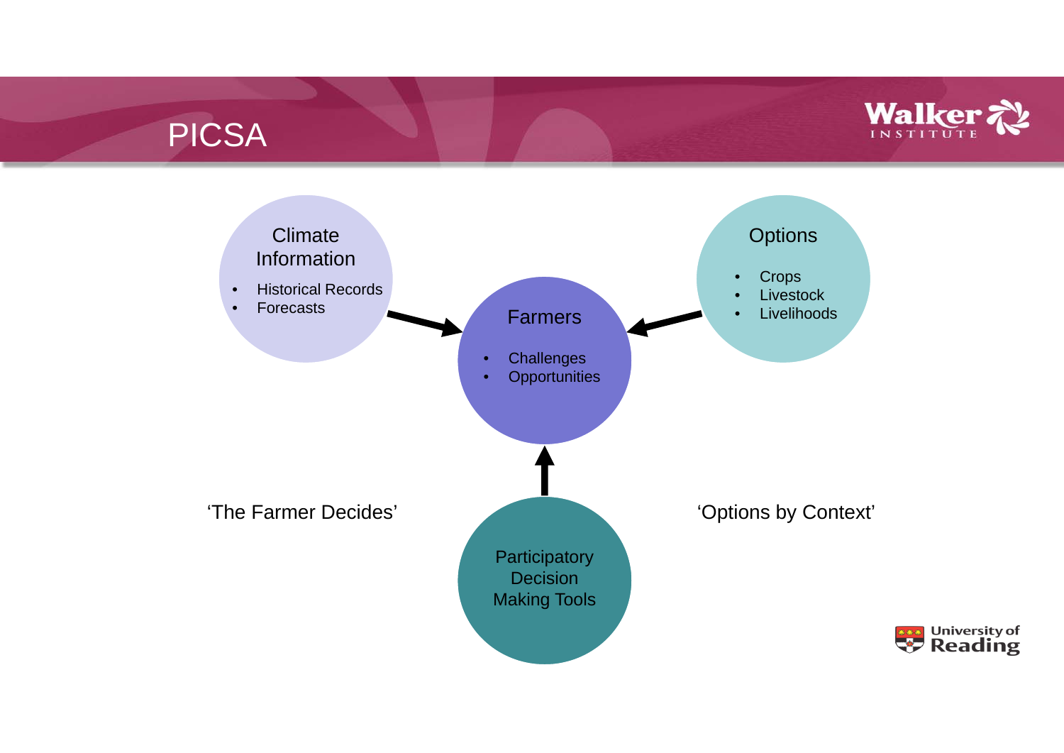# PICSA

**Climate Information**

- Historical Records
- Forecasts

**Farmers**

- Challenges
- Opportunities

**Options**

- Crops
- Livestock
- Livelihoods

**Participatory Decision Making Tools**

'The Farmer Decides'

'Options by Context'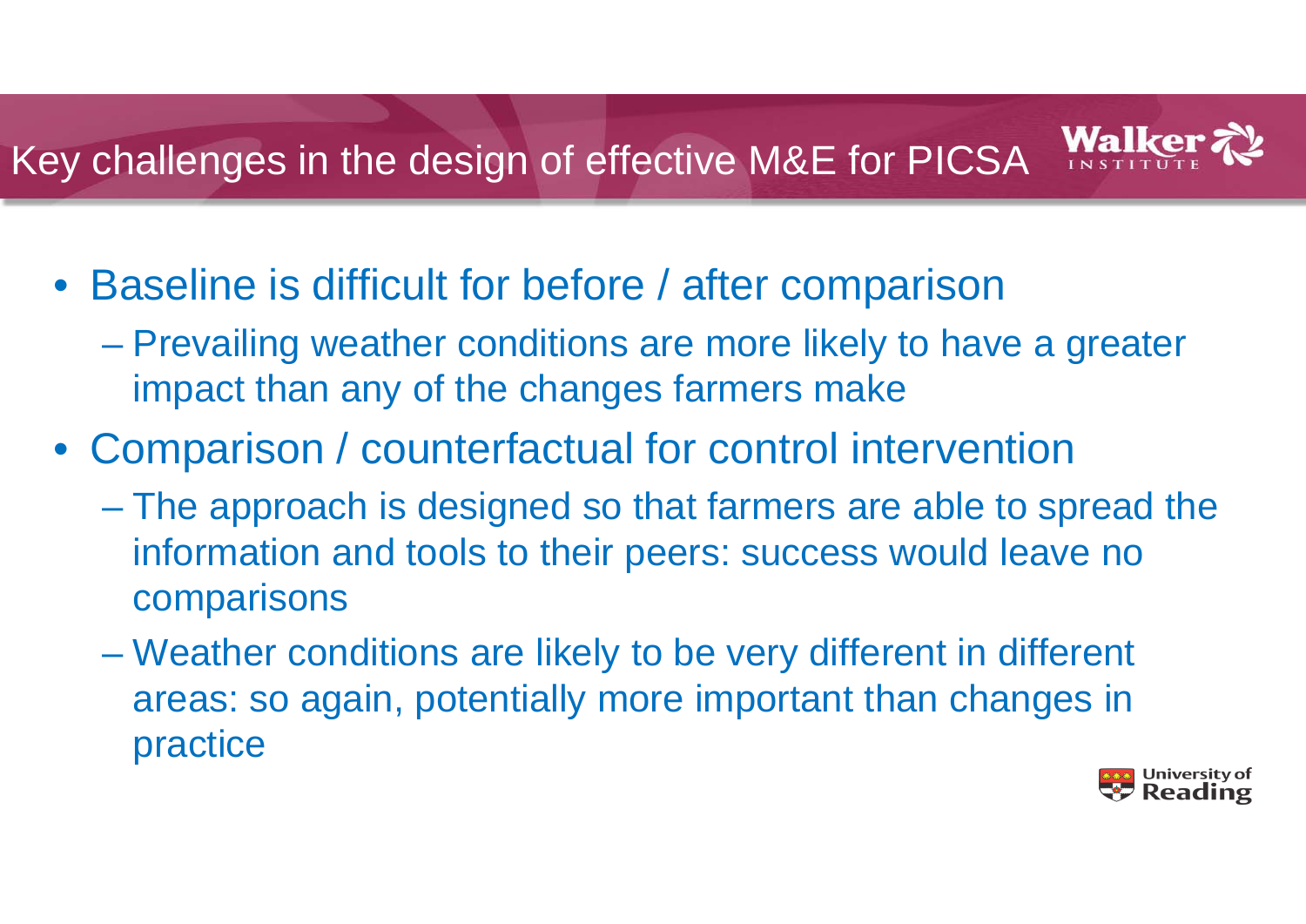# Key challenges in the design of effective M&E for PICSA

- Baseline is difficult for before / after comparison
  - Prevailing weather conditions are more likely to have a greater impact than any of the changes farmers make
- Comparison / counterfactual for control intervention
  - The approach is designed so that farmers are able to spread the information and tools to their peers: success would leave no comparisons
  - Weather conditions are likely to be very different in different areas: so again, potentially more important than changes in practice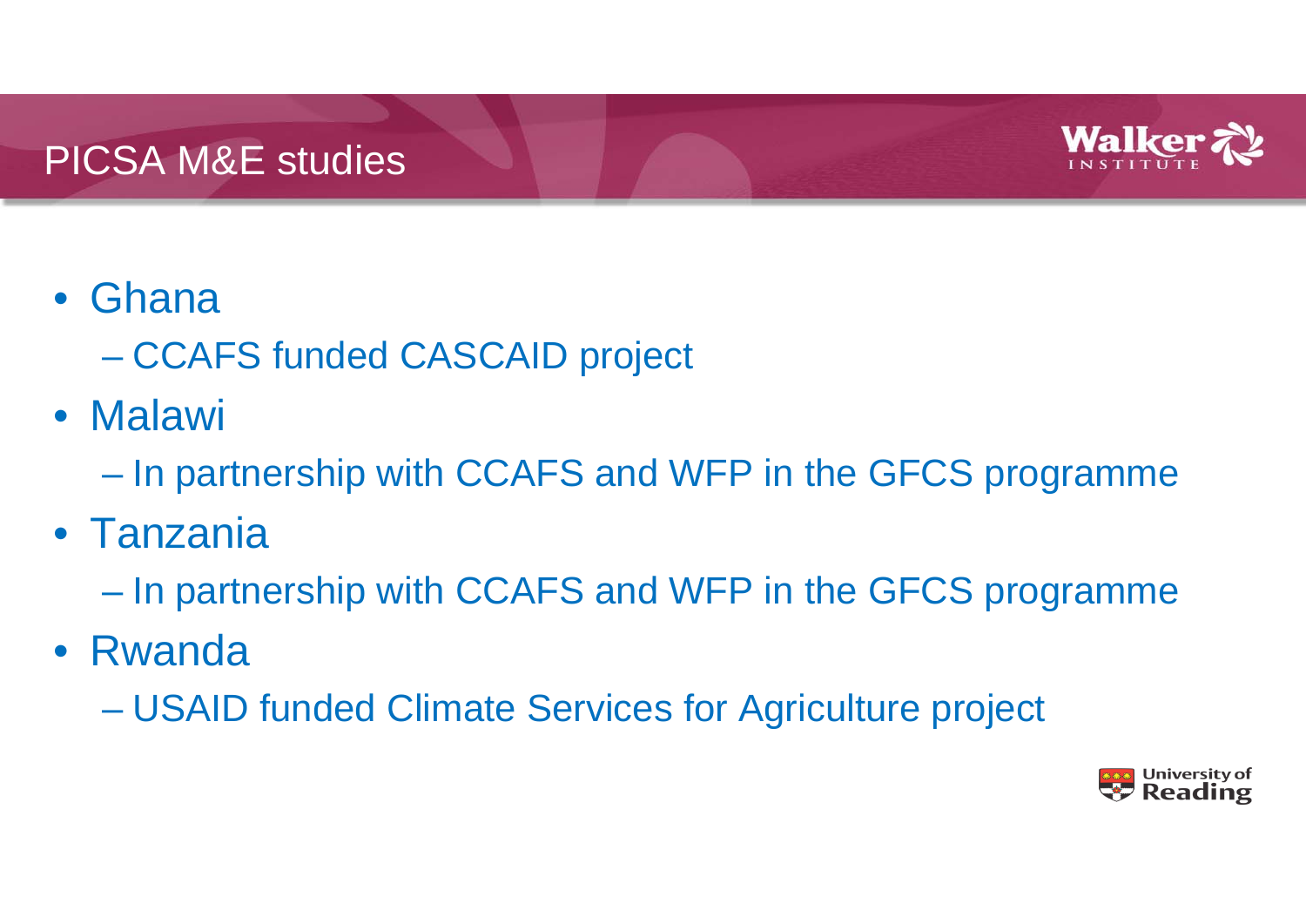# PICSA M&E studies

- Ghana
  - CCAFS funded CASCAID project
- Malawi
  - In partnership with CCAFS and WFP in the GFCS programme
- Tanzania
  - In partnership with CCAFS and WFP in the GFCS programme
- Rwanda
  - USAID funded Climate Services for Agriculture project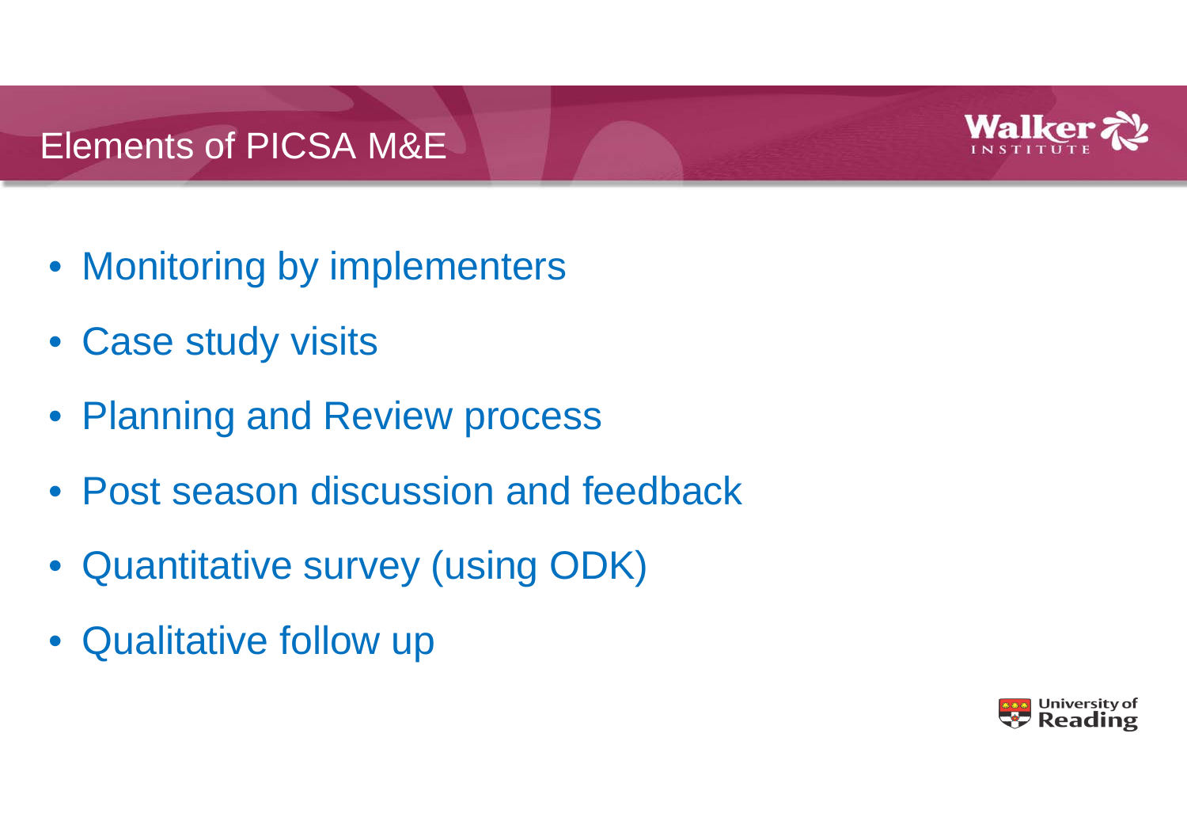# Elements of PICSA M&E

- Monitoring by implementers
- Case study visits
- Planning and Review process
- Post season discussion and feedback
- Quantitative survey (using ODK)
- Qualitative follow up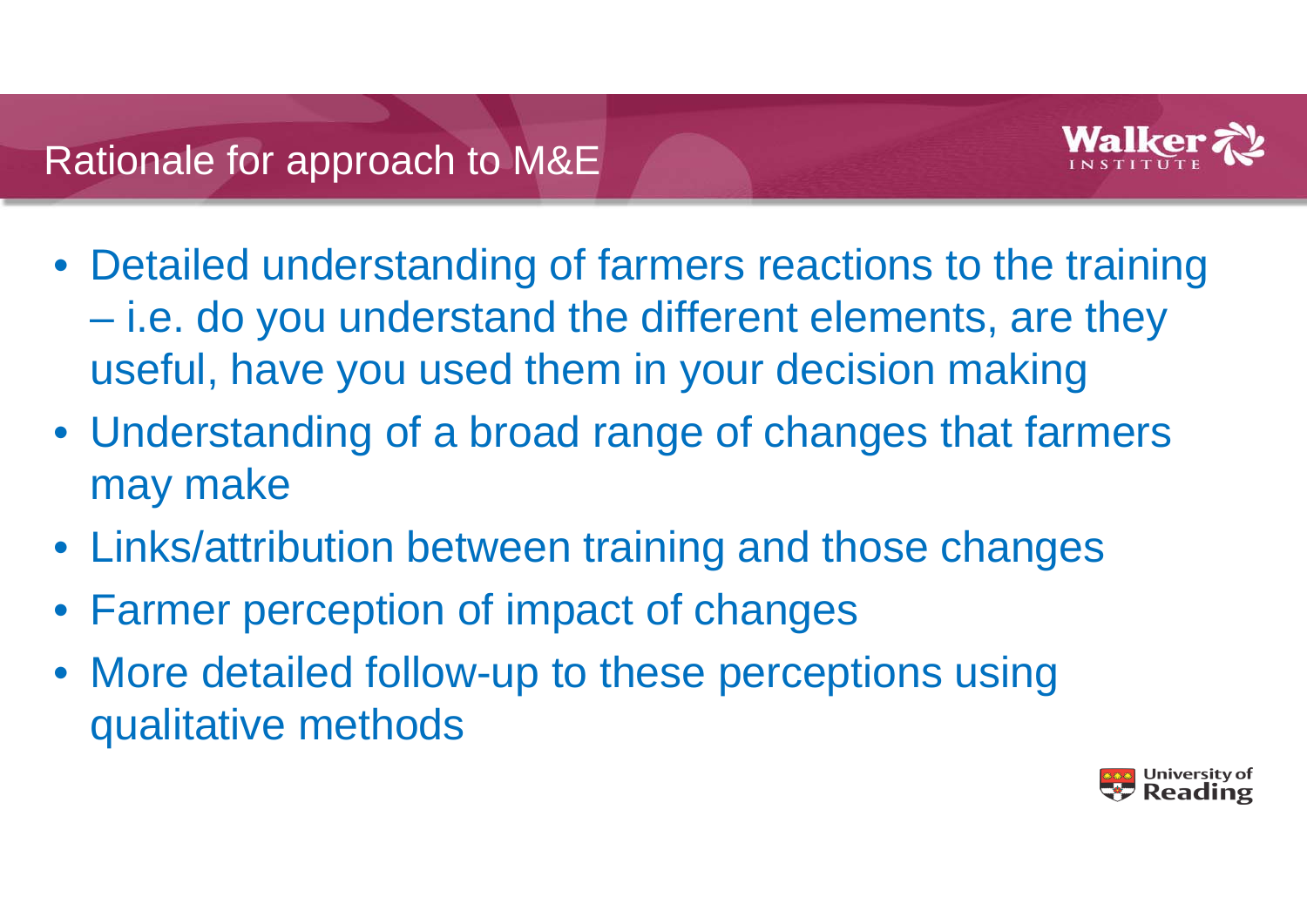# Rationale for approach to M&E

- Detailed understanding of farmers reactions to the training – i.e. do you understand the different elements, are they useful, have you used them in your decision making
- Understanding of a broad range of changes that farmers may make
- Links/attribution between training and those changes
- Farmer perception of impact of changes
- More detailed follow-up to these perceptions using qualitative methods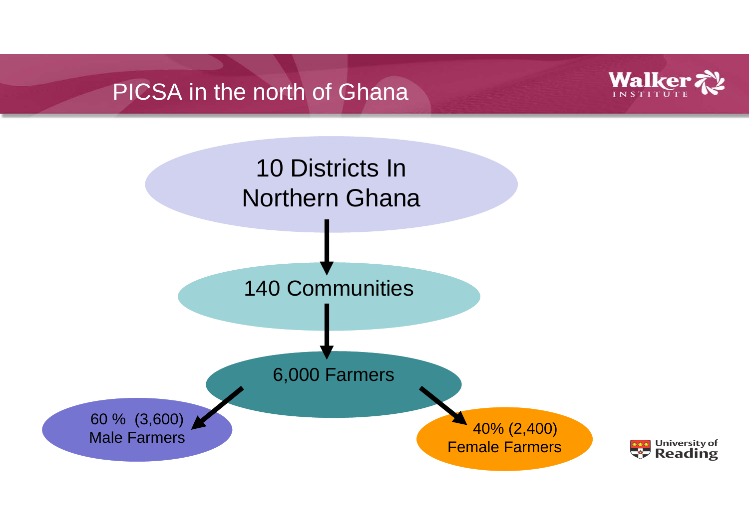# PICSA in the north of Ghana

10 Districts In Northern Ghana

140 Communities

6,000 Farmers

60 % (3,600) Male Farmers

40% (2,400) Female Farmers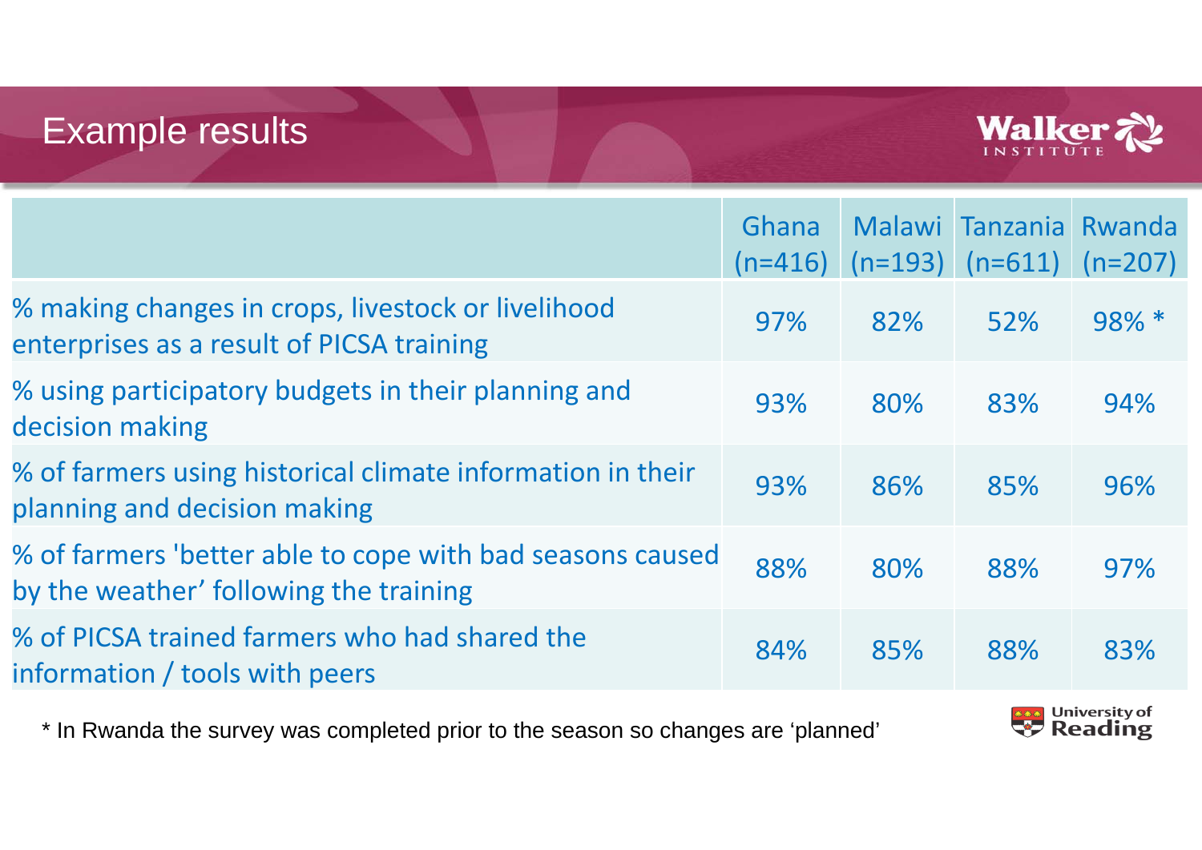# Example results

| | Ghana (n=416) | Malawi (n=193) | Tanzania (n=611) | Rwanda (n=207) |
|---|---|---|---|---|
| % making changes in crops, livestock or livelihood enterprises as a result of PICSA training | 97% | 82% | 52% | 98% * |
| % using participatory budgets in their planning and decision making | 93% | 80% | 83% | 94% |
| % of farmers using historical climate information in their planning and decision making | 93% | 86% | 85% | 96% |
| % of farmers 'better able to cope with bad seasons caused by the weather' following the training | 88% | 80% | 88% | 97% |
| % of PICSA trained farmers who had shared the information / tools with peers | 84% | 85% | 88% | 83% |

* In Rwanda the survey was completed prior to the season so changes are 'planned'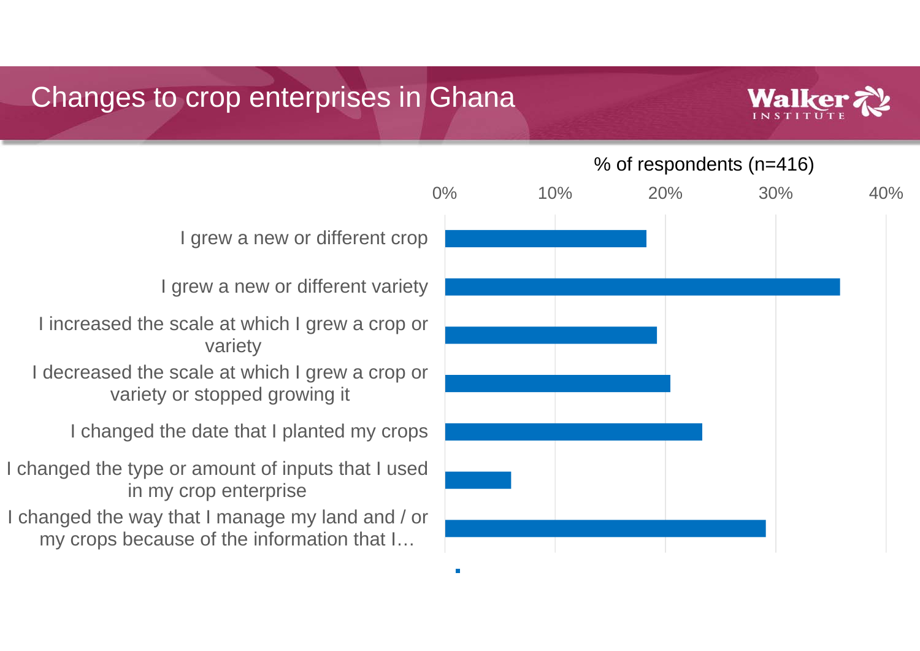# Changes to crop enterprises in Ghana

% of respondents (n=416)

| Change | Approx. % of respondents |
|---|---|
| I grew a new or different crop | ~18% |
| I grew a new or different variety | ~36% |
| I increased the scale at which I grew a crop or variety | ~19% |
| I decreased the scale at which I grew a crop or variety or stopped growing it | ~20% |
| I changed the date that I planted my crops | ~23% |
| I changed the type or amount of inputs that I used in my crop enterprise | ~6% |
| I changed the way that I manage my land and / or my crops because of the information that I… | ~29% |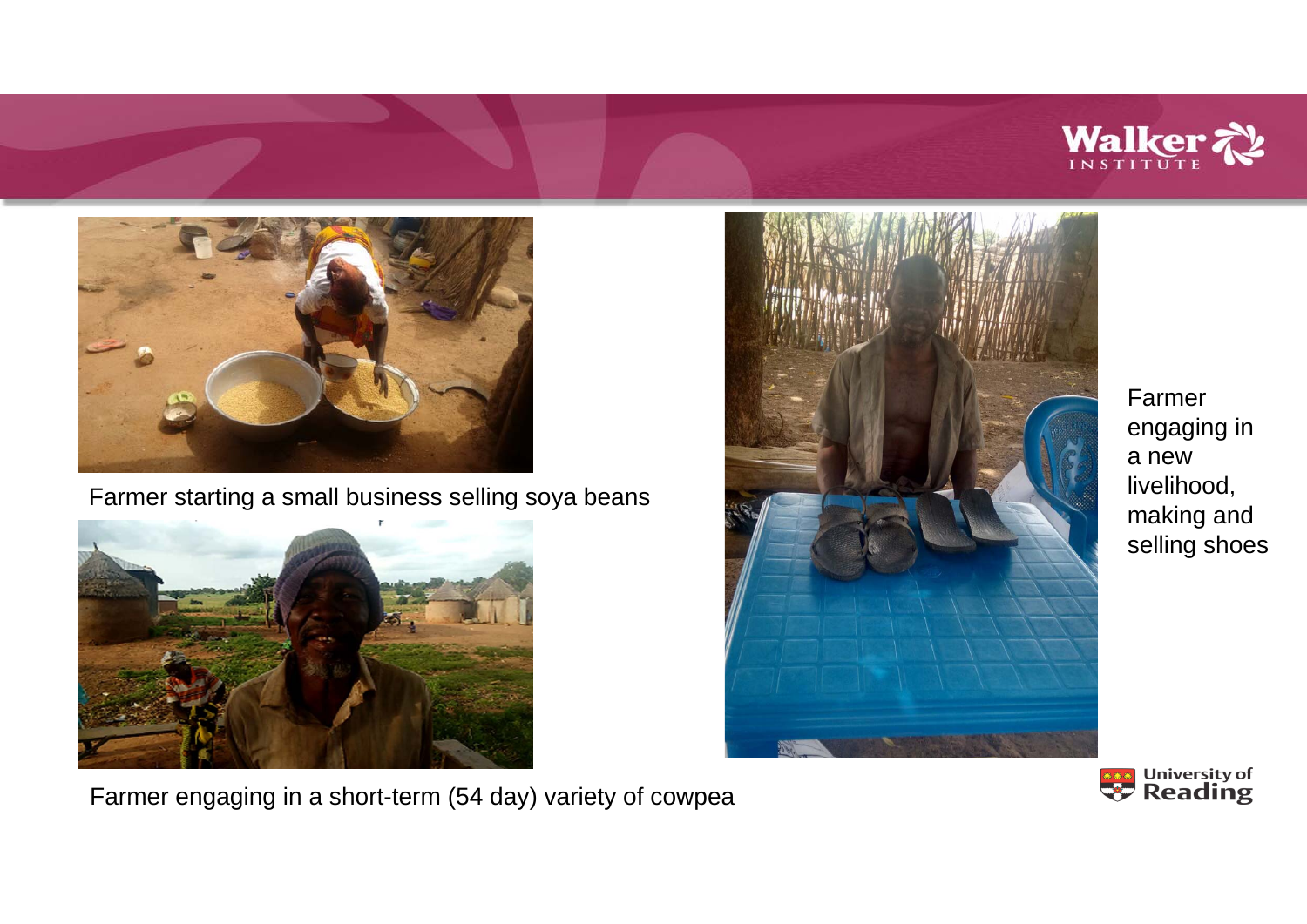Farmer starting a small business selling soya beans

Farmer engaging in a new livelihood, making and selling shoes

Farmer engaging in a short-term (54 day) variety of cowpea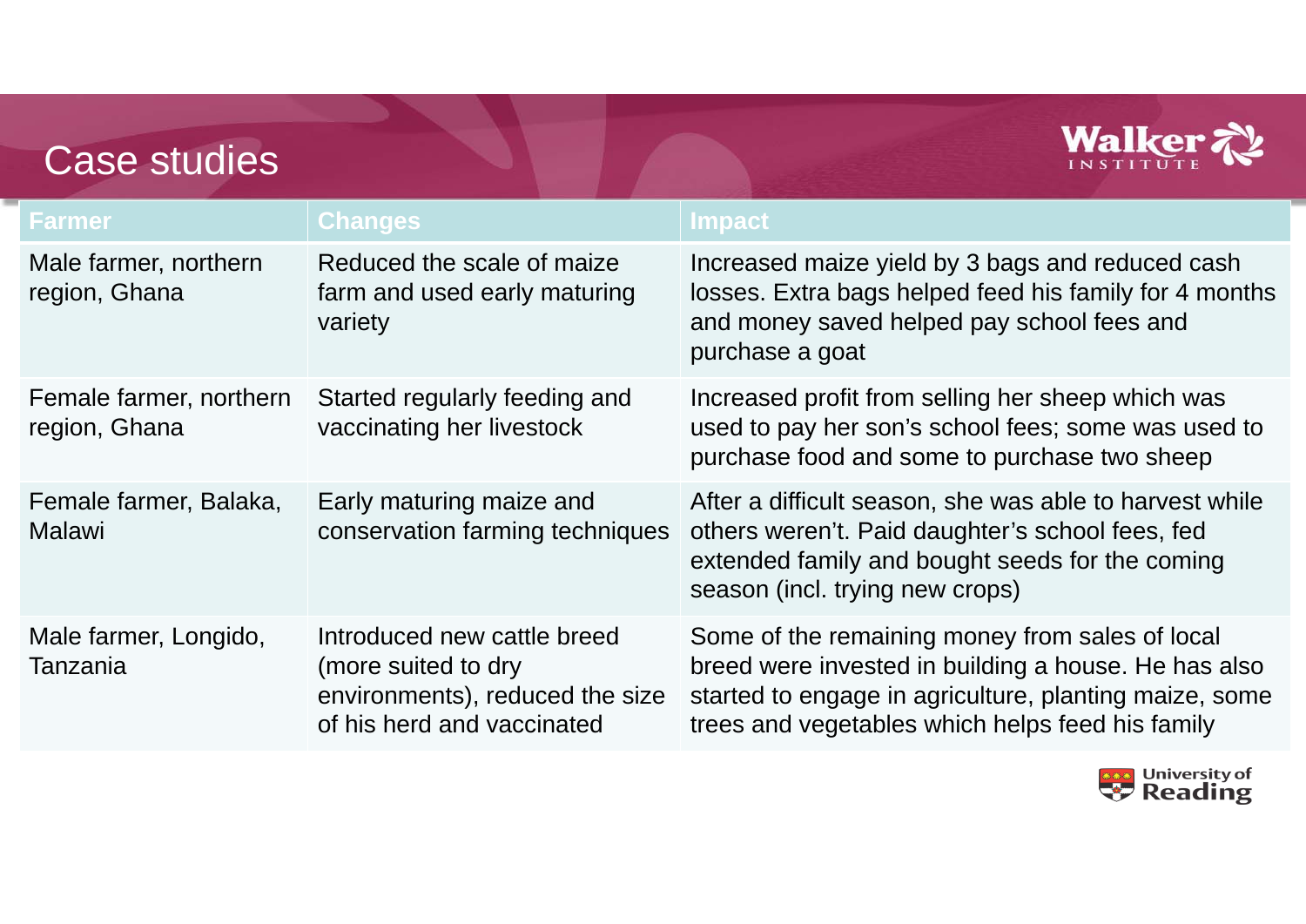# Case studies

| Farmer | Changes | Impact |
| --- | --- | --- |
| Male farmer, northern region, Ghana | Reduced the scale of maize farm and used early maturing variety | Increased maize yield by 3 bags and reduced cash losses. Extra bags helped feed his family for 4 months and money saved helped pay school fees and purchase a goat |
| Female farmer, northern region, Ghana | Started regularly feeding and vaccinating her livestock | Increased profit from selling her sheep which was used to pay her son's school fees; some was used to purchase food and some to purchase two sheep |
| Female farmer, Balaka, Malawi | Early maturing maize and conservation farming techniques | After a difficult season, she was able to harvest while others weren't. Paid daughter's school fees, fed extended family and bought seeds for the coming season (incl. trying new crops) |
| Male farmer, Longido, Tanzania | Introduced new cattle breed (more suited to dry environments), reduced the size of his herd and vaccinated | Some of the remaining money from sales of local breed were invested in building a house. He has also started to engage in agriculture, planting maize, some trees and vegetables which helps feed his family |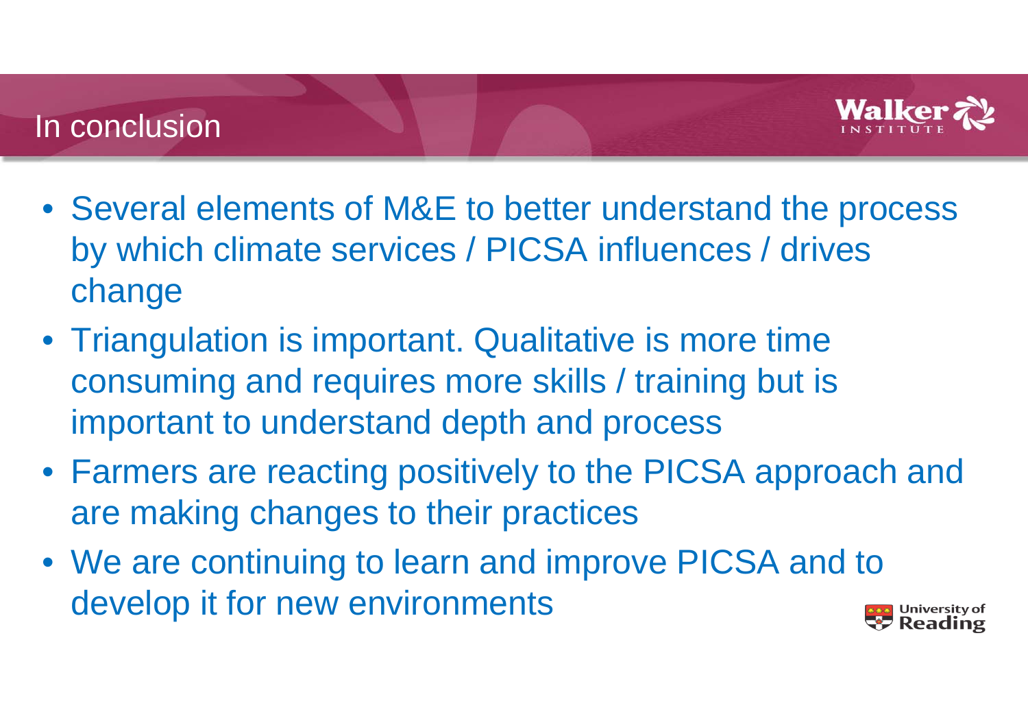# In conclusion

- Several elements of M&E to better understand the process by which climate services / PICSA influences / drives change
- Triangulation is important. Qualitative is more time consuming and requires more skills / training but is important to understand depth and process
- Farmers are reacting positively to the PICSA approach and are making changes to their practices
- We are continuing to learn and improve PICSA and to develop it for new environments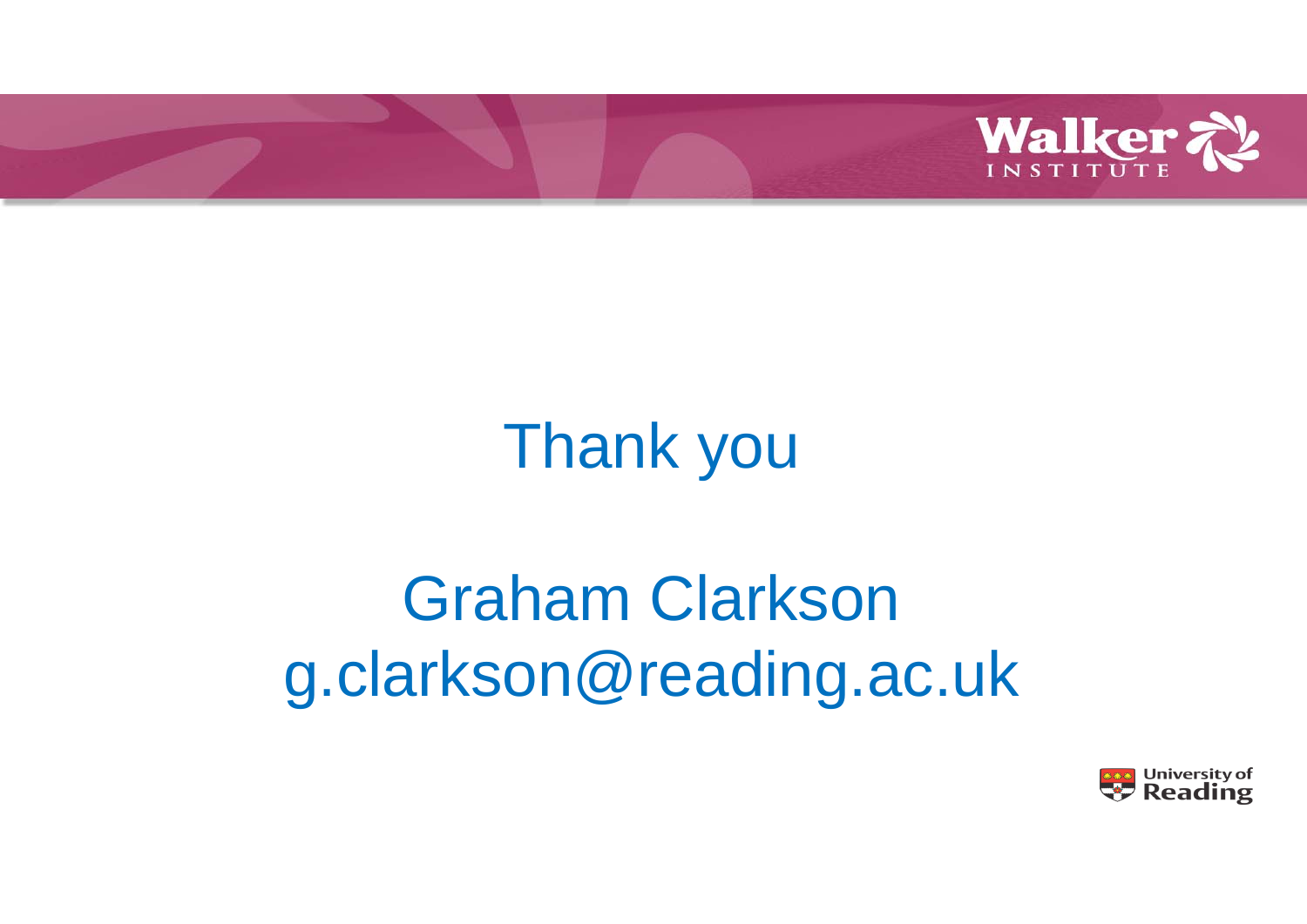Thank you

Graham Clarkson
g.clarkson@reading.ac.uk